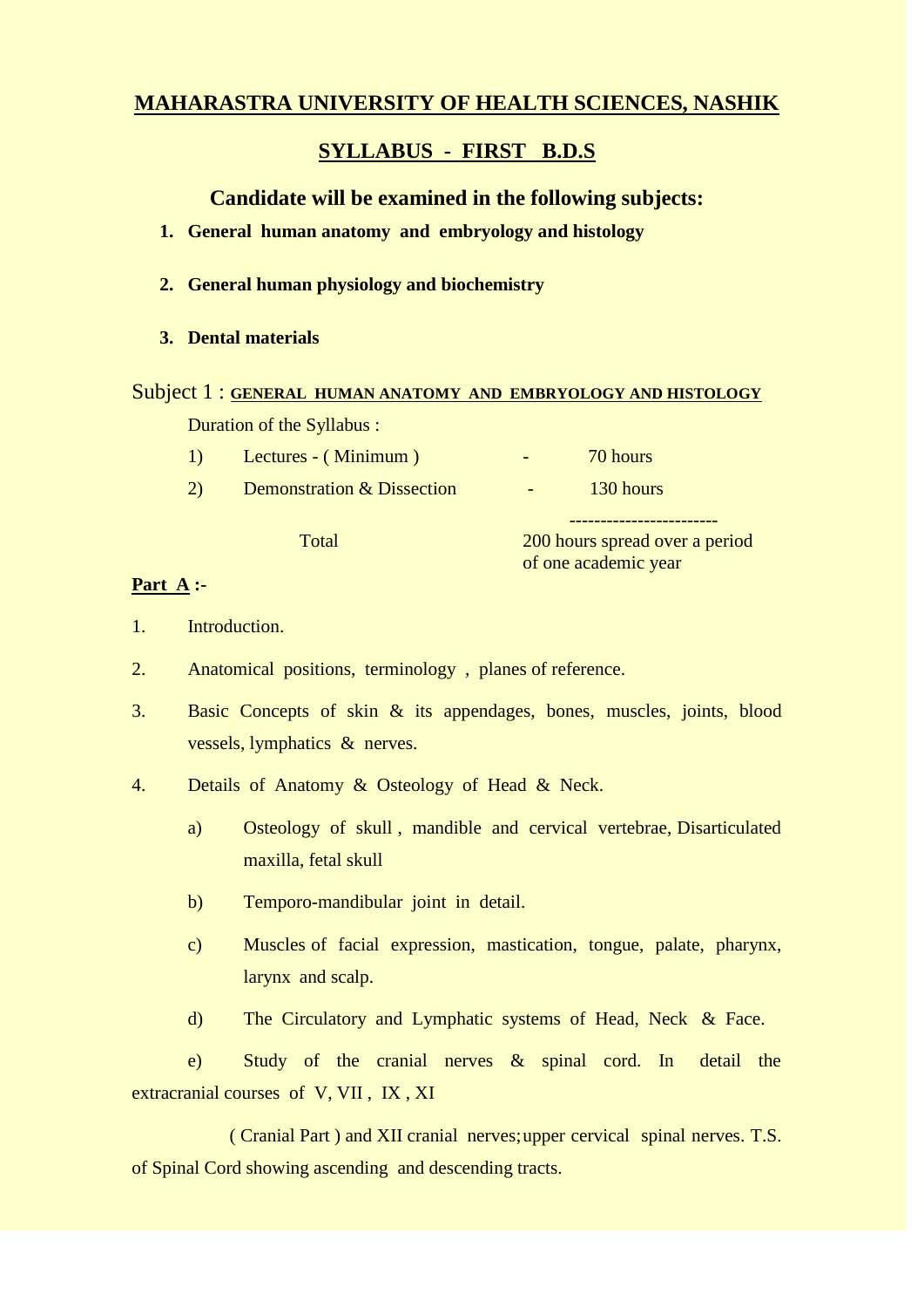# MAHARASTRA UNIVERSITY OF HEALTH SCIENCES, NASHIK

## SYLLABUS - FIRST B.D.S

### Candidate will be examined in the following subjects:

1. **General human anatomy and embryology and histology**
2. **General human physiology and biochemistry**
3. **Dental materials**

Subject 1 : **GENERAL HUMAN ANATOMY AND EMBRYOLOGY AND HISTOLOGY**

Duration of the Syllabus :

| | | | |
|---|---|---|---|
| 1) | Lectures - ( Minimum ) | - | 70 hours |
| 2) | Demonstration & Dissection | - | 130 hours |
| | Total | | 200 hours spread over a period of one academic year |

**Part A :-**

1. Introduction.
2. Anatomical positions, terminology , planes of reference.
3. Basic Concepts of skin & its appendages, bones, muscles, joints, blood vessels, lymphatics & nerves.
4. Details of Anatomy & Osteology of Head & Neck.
   a) Osteology of skull , mandible and cervical vertebrae, Disarticulated maxilla, fetal skull
   b) Temporo-mandibular joint in detail.
   c) Muscles of facial expression, mastication, tongue, palate, pharynx, larynx and scalp.
   d) The Circulatory and Lymphatic systems of Head, Neck & Face.
   e) Study of the cranial nerves & spinal cord. In detail the extracranial courses of V, VII , IX , XI ( Cranial Part ) and XII cranial nerves; upper cervical spinal nerves. T.S. of Spinal Cord showing ascending and descending tracts.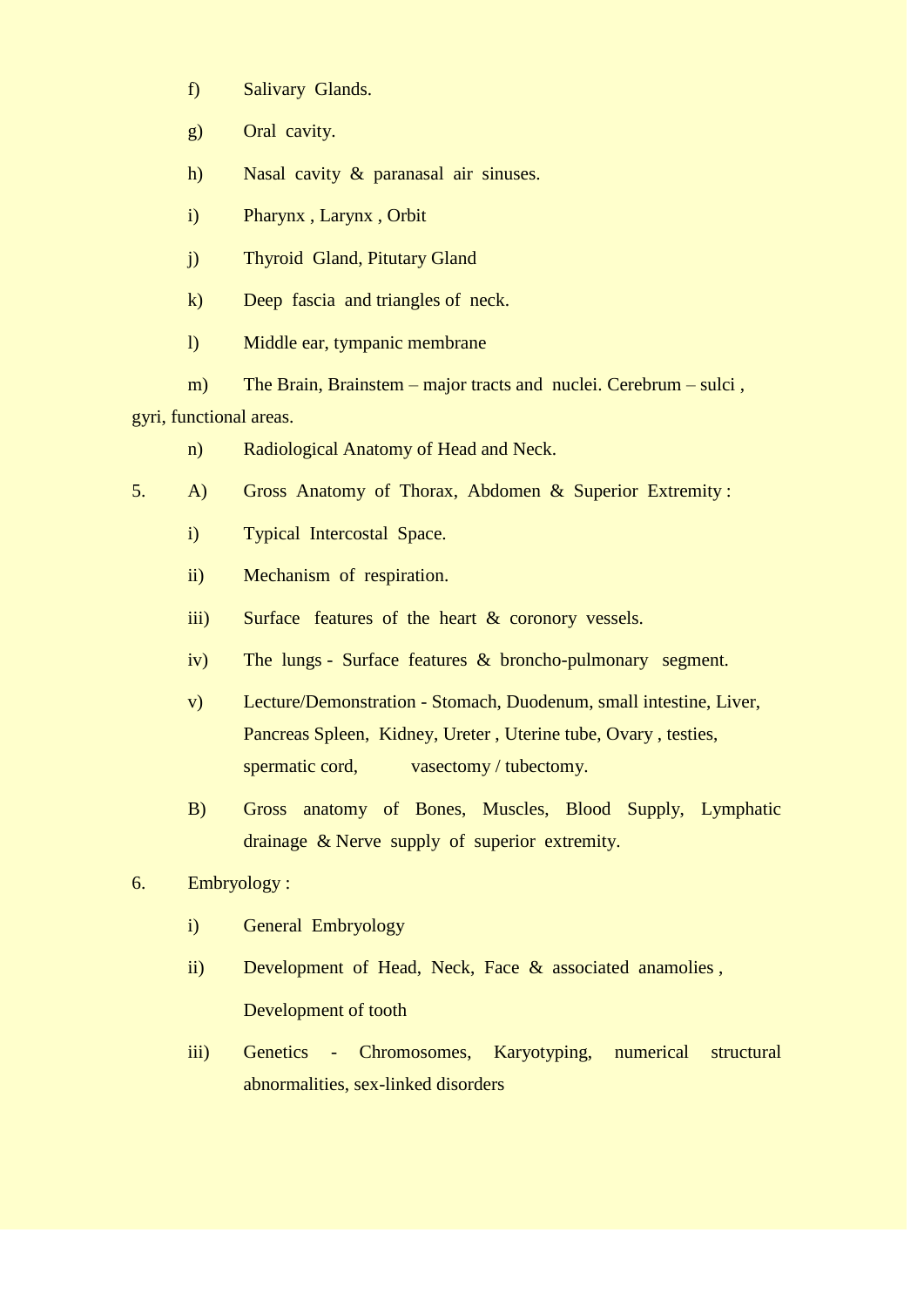f) Salivary Glands.

g) Oral cavity.

h) Nasal cavity & paranasal air sinuses.

i) Pharynx , Larynx , Orbit

j) Thyroid Gland, Pitutary Gland

k) Deep fascia and triangles of neck.

l) Middle ear, tympanic membrane

m) The Brain, Brainstem – major tracts and nuclei. Cerebrum – sulci , gyri, functional areas.

n) Radiological Anatomy of Head and Neck.

5. A) Gross Anatomy of Thorax, Abdomen & Superior Extremity :

i) Typical Intercostal Space.

ii) Mechanism of respiration.

iii) Surface features of the heart & coronory vessels.

iv) The lungs - Surface features & broncho-pulmonary segment.

v) Lecture/Demonstration - Stomach, Duodenum, small intestine, Liver, Pancreas Spleen, Kidney, Ureter , Uterine tube, Ovary , testies, spermatic cord, vasectomy / tubectomy.

B) Gross anatomy of Bones, Muscles, Blood Supply, Lymphatic drainage & Nerve supply of superior extremity.

6. Embryology :

i) General Embryology

ii) Development of Head, Neck, Face & associated anamolies , Development of tooth

iii) Genetics - Chromosomes, Karyotyping, numerical structural abnormalities, sex-linked disorders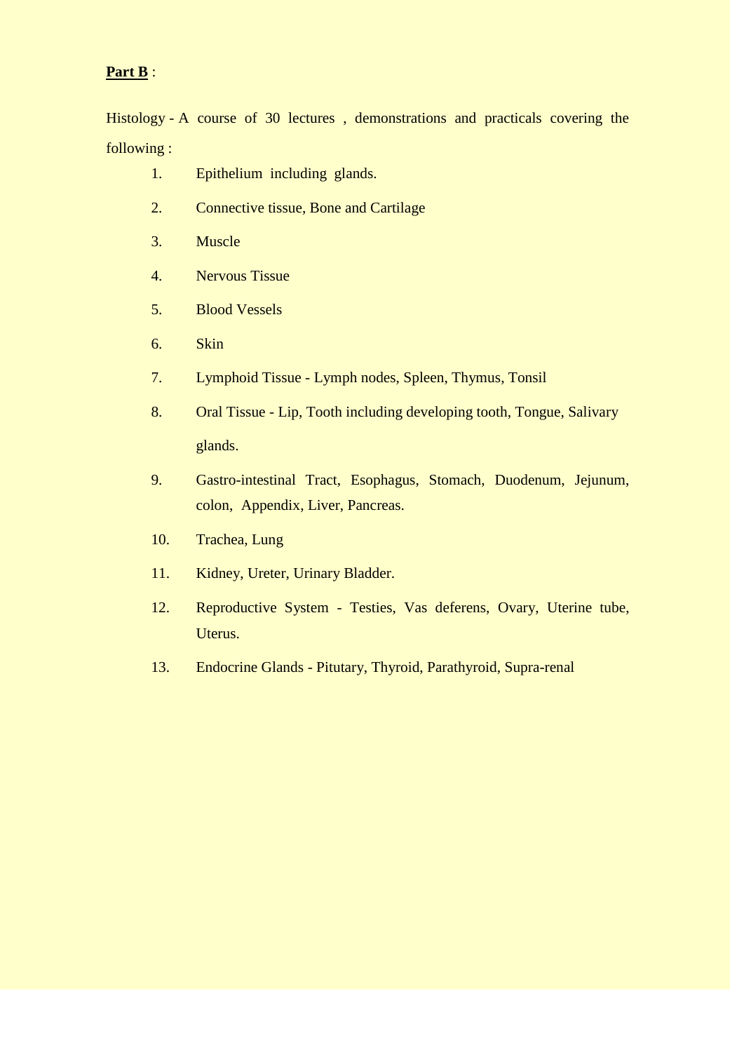**Part B** :

Histology - A course of 30 lectures , demonstrations and practicals covering the following :

1. Epithelium including glands.
2. Connective tissue, Bone and Cartilage
3. Muscle
4. Nervous Tissue
5. Blood Vessels
6. Skin
7. Lymphoid Tissue - Lymph nodes, Spleen, Thymus, Tonsil
8. Oral Tissue - Lip, Tooth including developing tooth, Tongue, Salivary glands.
9. Gastro-intestinal Tract, Esophagus, Stomach, Duodenum, Jejunum, colon, Appendix, Liver, Pancreas.
10. Trachea, Lung
11. Kidney, Ureter, Urinary Bladder.
12. Reproductive System - Testies, Vas deferens, Ovary, Uterine tube, Uterus.
13. Endocrine Glands - Pituitary, Thyroid, Parathyroid, Supra-renal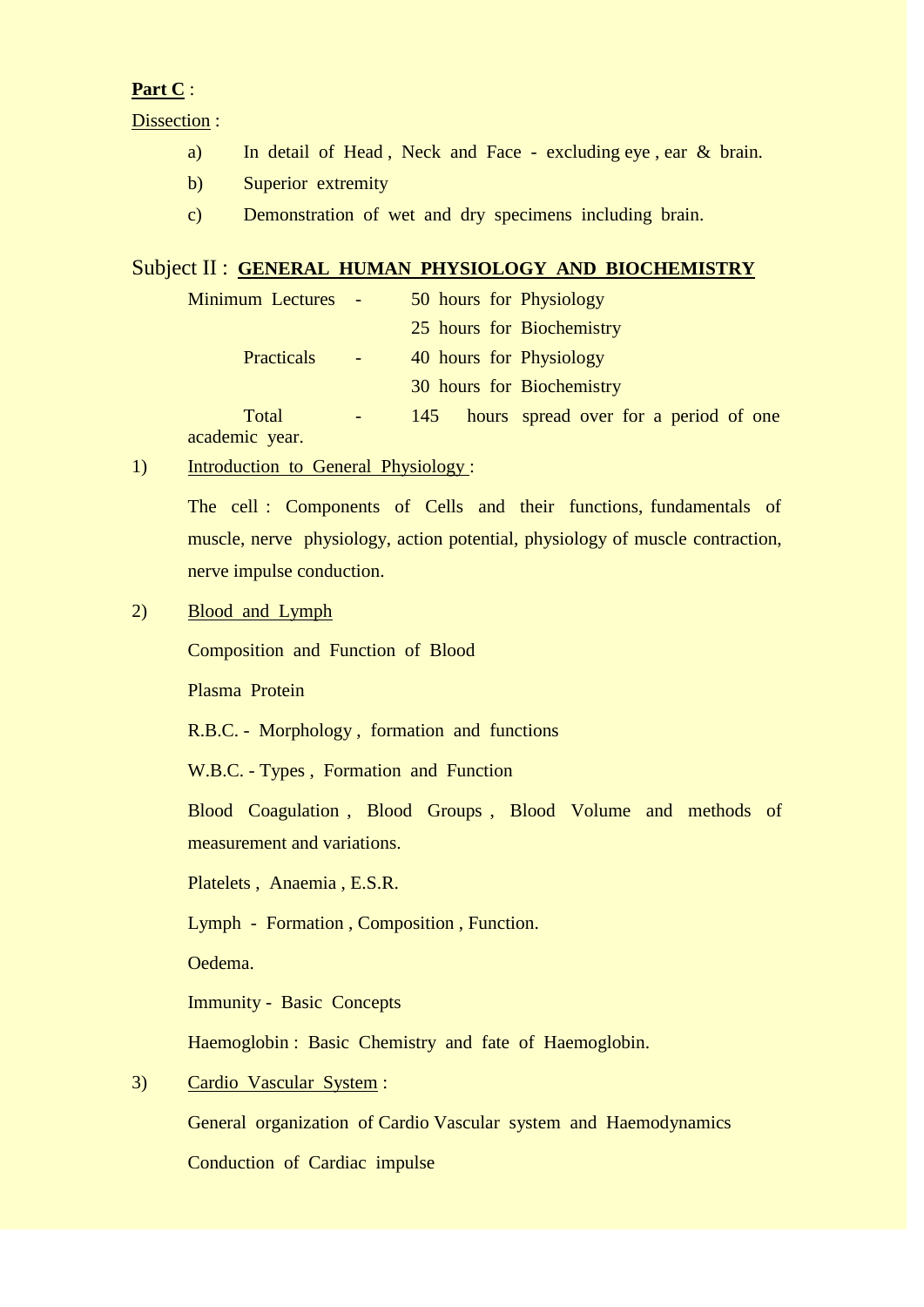**Part C** :

Dissection :

a) In detail of Head , Neck and Face - excluding eye , ear & brain.

b) Superior extremity

c) Demonstration of wet and dry specimens including brain.

## Subject II : GENERAL HUMAN PHYSIOLOGY AND BIOCHEMISTRY

| | | |
|---|---|---|
| Minimum Lectures | - | 50 hours for Physiology |
| | | 25 hours for Biochemistry |
| Practicals | - | 40 hours for Physiology |
| | | 30 hours for Biochemistry |
| Total | - | 145 hours spread over for a period of one academic year. |

1) Introduction to General Physiology :

The cell : Components of Cells and their functions, fundamentals of muscle, nerve physiology, action potential, physiology of muscle contraction, nerve impulse conduction.

2) Blood and Lymph

Composition and Function of Blood

Plasma Protein

R.B.C. - Morphology , formation and functions

W.B.C. - Types , Formation and Function

Blood Coagulation , Blood Groups , Blood Volume and methods of measurement and variations.

Platelets , Anaemia , E.S.R.

Lymph - Formation , Composition , Function.

Oedema.

Immunity - Basic Concepts

Haemoglobin : Basic Chemistry and fate of Haemoglobin.

3) Cardio Vascular System :

General organization of Cardio Vascular system and Haemodynamics

Conduction of Cardiac impulse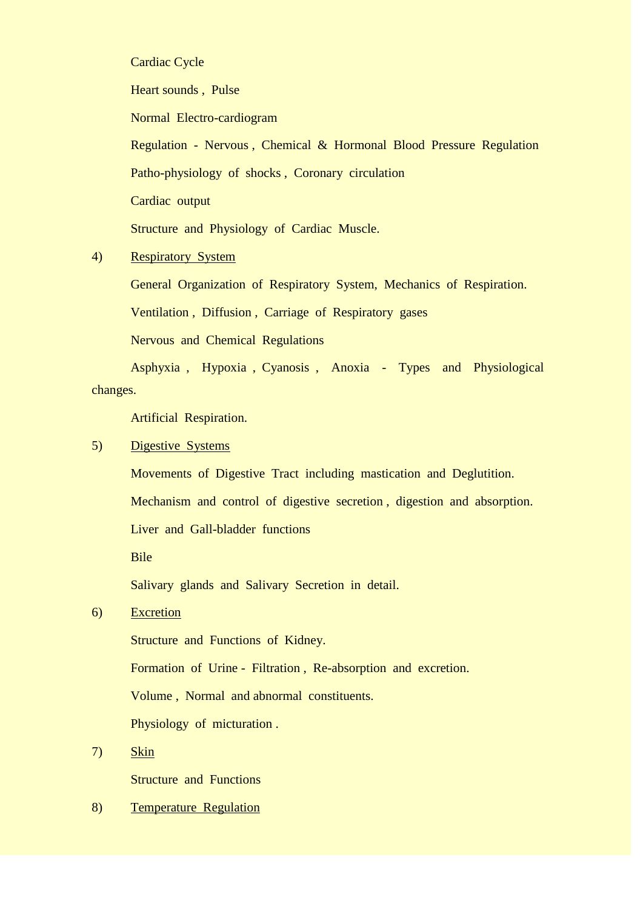Cardiac Cycle

Heart sounds , Pulse

Normal Electro-cardiogram

Regulation - Nervous , Chemical & Hormonal Blood Pressure Regulation

Patho-physiology of shocks , Coronary circulation

Cardiac output

Structure and Physiology of Cardiac Muscle.

4) <u>Respiratory System</u>

General Organization of Respiratory System, Mechanics of Respiration.

Ventilation , Diffusion , Carriage of Respiratory gases

Nervous and Chemical Regulations

Asphyxia , Hypoxia , Cyanosis , Anoxia - Types and Physiological changes.

Artificial Respiration.

5) <u>Digestive Systems</u>

Movements of Digestive Tract including mastication and Deglutition.

Mechanism and control of digestive secretion , digestion and absorption.

Liver and Gall-bladder functions

Bile

Salivary glands and Salivary Secretion in detail.

6) <u>Excretion</u>

Structure and Functions of Kidney.

Formation of Urine - Filtration , Re-absorption and excretion.

Volume , Normal and abnormal constituents.

Physiology of micturation .

7) <u>Skin</u>

Structure and Functions

8) <u>Temperature Regulation</u>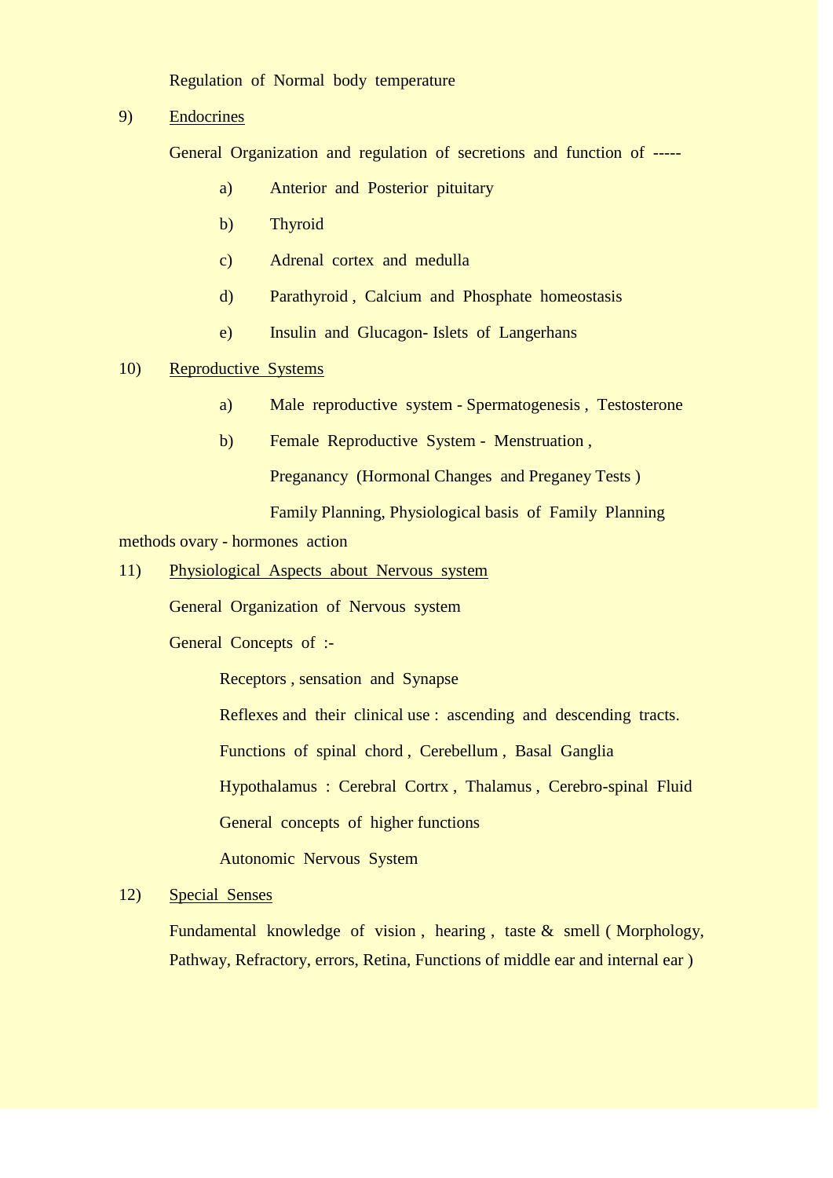Regulation of Normal body temperature

9) <u>Endocrines</u>

General Organization and regulation of secretions and function of -----

a) Anterior and Posterior pituitary

b) Thyroid

c) Adrenal cortex and medulla

d) Parathyroid , Calcium and Phosphate homeostasis

e) Insulin and Glucagon- Islets of Langerhans

10) <u>Reproductive Systems</u>

a) Male reproductive system - Spermatogenesis , Testosterone

b) Female Reproductive System - Menstruation ,

Preganancy (Hormonal Changes and Preganey Tests )

Family Planning, Physiological basis of Family Planning methods ovary - hormones action

11) <u>Physiological Aspects about Nervous system</u>

General Organization of Nervous system

General Concepts of :-

Receptors , sensation and Synapse

Reflexes and their clinical use : ascending and descending tracts.

Functions of spinal chord , Cerebellum , Basal Ganglia

Hypothalamus : Cerebral Cortrx , Thalamus , Cerebro-spinal Fluid

General concepts of higher functions

Autonomic Nervous System

12) <u>Special Senses</u>

Fundamental knowledge of vision , hearing , taste & smell ( Morphology, Pathway, Refractory, errors, Retina, Functions of middle ear and internal ear )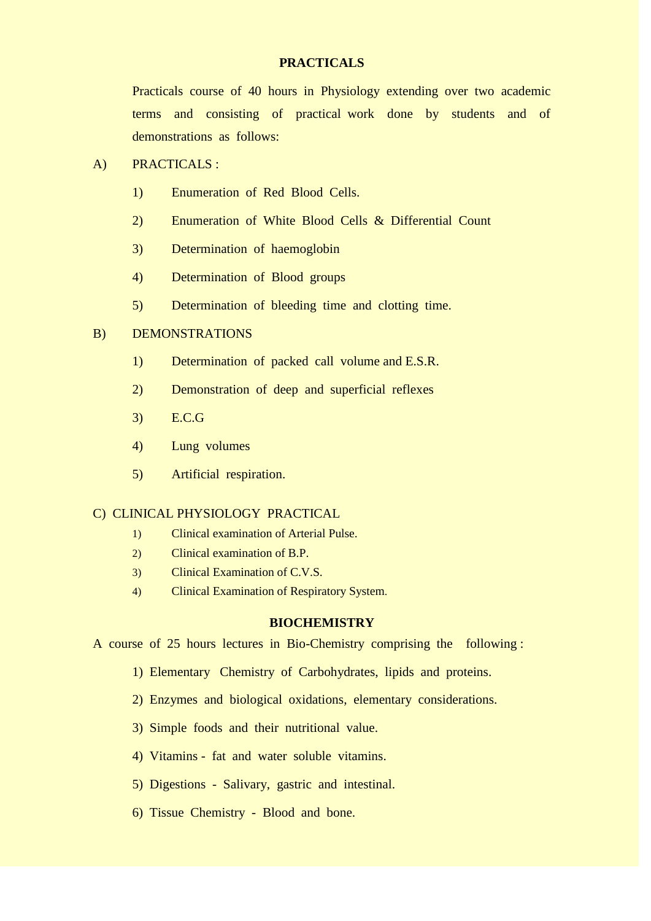## PRACTICALS

Practicals course of 40 hours in Physiology extending over two academic terms and consisting of practical work done by students and of demonstrations as follows:

A) PRACTICALS :

1) Enumeration of Red Blood Cells.
2) Enumeration of White Blood Cells & Differential Count
3) Determination of haemoglobin
4) Determination of Blood groups
5) Determination of bleeding time and clotting time.

B) DEMONSTRATIONS

1) Determination of packed call volume and E.S.R.
2) Demonstration of deep and superficial reflexes
3) E.C.G
4) Lung volumes
5) Artificial respiration.

C) CLINICAL PHYSIOLOGY PRACTICAL

1) Clinical examination of Arterial Pulse.
2) Clinical examination of B.P.
3) Clinical Examination of C.V.S.
4) Clinical Examination of Respiratory System.

## BIOCHEMISTRY

A course of 25 hours lectures in Bio-Chemistry comprising the following :

1) Elementary Chemistry of Carbohydrates, lipids and proteins.
2) Enzymes and biological oxidations, elementary considerations.
3) Simple foods and their nutritional value.
4) Vitamins - fat and water soluble vitamins.
5) Digestions - Salivary, gastric and intestinal.
6) Tissue Chemistry - Blood and bone.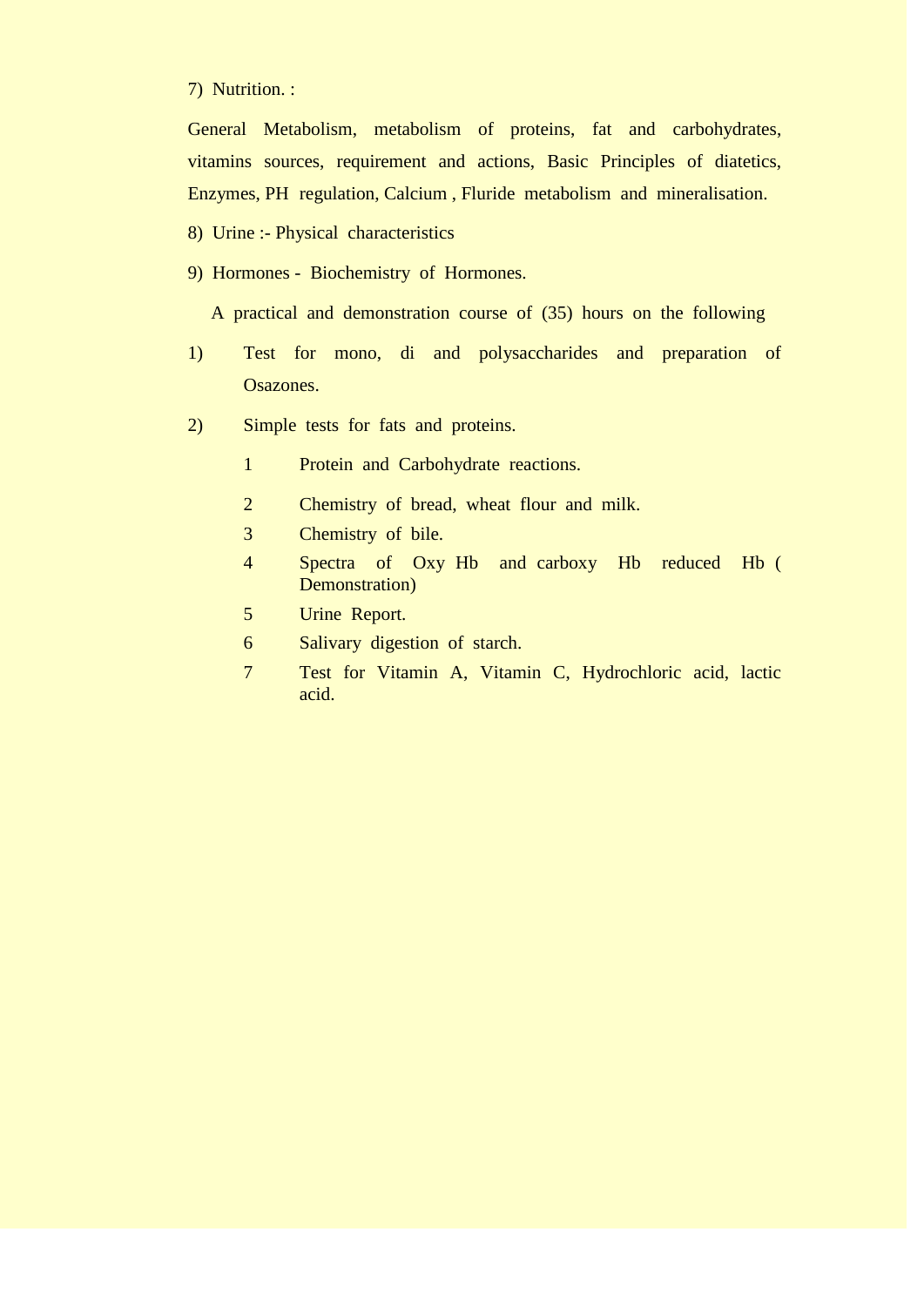7) Nutrition. :

General Metabolism, metabolism of proteins, fat and carbohydrates, vitamins sources, requirement and actions, Basic Principles of diatetics, Enzymes, PH regulation, Calcium , Fluride metabolism and mineralisation.

8) Urine :- Physical characteristics

9) Hormones - Biochemistry of Hormones.

A practical and demonstration course of (35) hours on the following

1) Test for mono, di and polysaccharides and preparation of Osazones.

2) Simple tests for fats and proteins.

   1 Protein and Carbohydrate reactions.

   2 Chemistry of bread, wheat flour and milk.

   3 Chemistry of bile.

   4 Spectra of Oxy Hb and carboxy Hb reduced Hb ( Demonstration)

   5 Urine Report.

   6 Salivary digestion of starch.

   7 Test for Vitamin A, Vitamin C, Hydrochloric acid, lactic acid.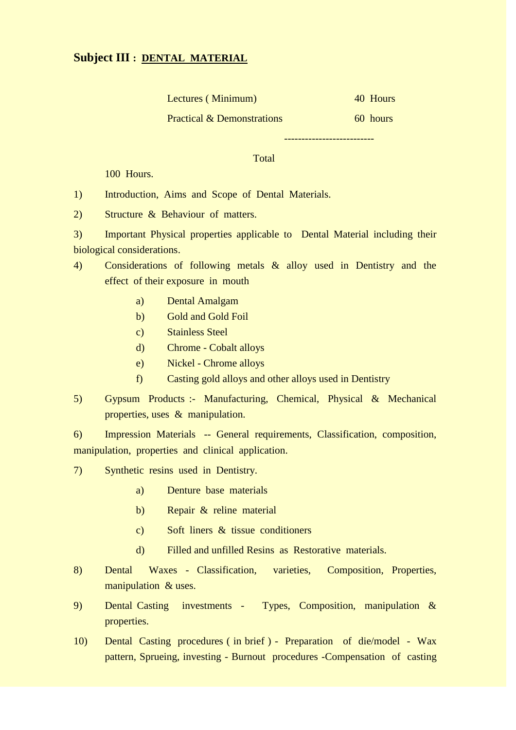**Subject III : DENTAL MATERIAL**

| | |
|---|---|
| Lectures ( Minimum) | 40 Hours |
| Practical & Demonstrations | 60 hours |
| Total | 100 Hours. |

1) Introduction, Aims and Scope of Dental Materials.

2) Structure & Behaviour of matters.

3) Important Physical properties applicable to Dental Material including their biological considerations.

4) Considerations of following metals & alloy used in Dentistry and the effect of their exposure in mouth

   a) Dental Amalgam
   b) Gold and Gold Foil
   c) Stainless Steel
   d) Chrome - Cobalt alloys
   e) Nickel - Chrome alloys
   f) Casting gold alloys and other alloys used in Dentistry

5) Gypsum Products :- Manufacturing, Chemical, Physical & Mechanical properties, uses & manipulation.

6) Impression Materials -- General requirements, Classification, composition, manipulation, properties and clinical application.

7) Synthetic resins used in Dentistry.

   a) Denture base materials
   b) Repair & reline material
   c) Soft liners & tissue conditioners
   d) Filled and unfilled Resins as Restorative materials.

8) Dental Waxes - Classification, varieties, Composition, Properties, manipulation & uses.

9) Dental Casting investments - Types, Composition, manipulation & properties.

10) Dental Casting procedures ( in brief ) - Preparation of die/model - Wax pattern, Sprueing, investing - Burnout procedures -Compensation of casting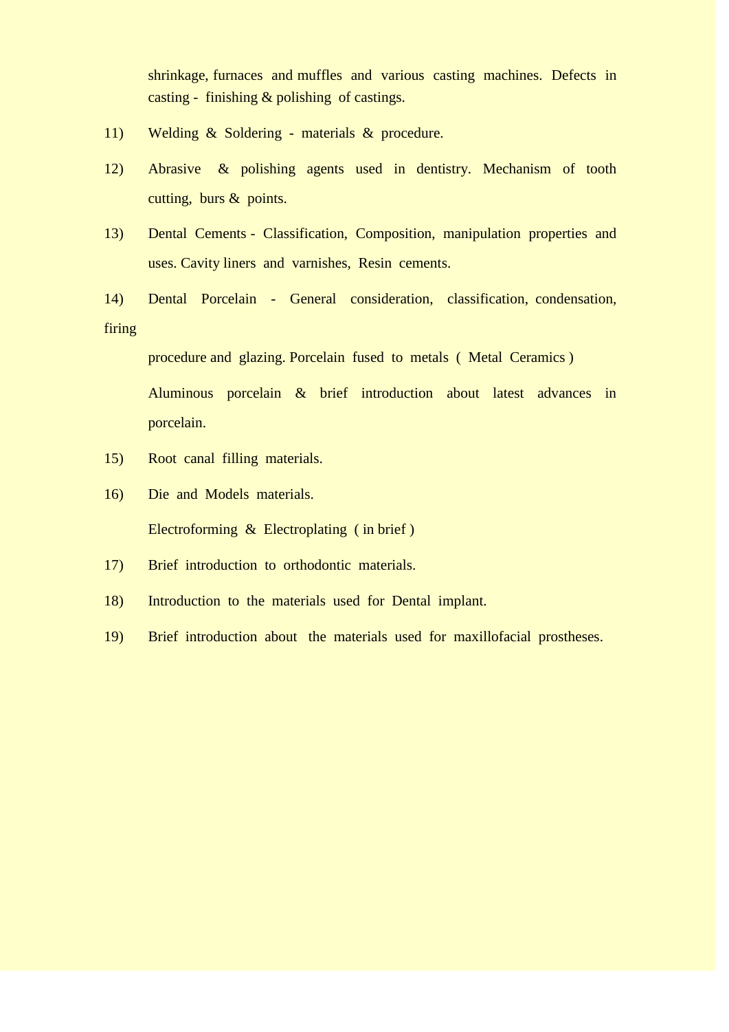shrinkage, furnaces and muffles and various casting machines. Defects in casting - finishing & polishing of castings.

11) Welding & Soldering - materials & procedure.

12) Abrasive & polishing agents used in dentistry. Mechanism of tooth cutting, burs & points.

13) Dental Cements - Classification, Composition, manipulation properties and uses. Cavity liners and varnishes, Resin cements.

14) Dental Porcelain - General consideration, classification, condensation, firing procedure and glazing. Porcelain fused to metals ( Metal Ceramics )

    Aluminous porcelain & brief introduction about latest advances in porcelain.

15) Root canal filling materials.

16) Die and Models materials.

    Electroforming & Electroplating ( in brief )

17) Brief introduction to orthodontic materials.

18) Introduction to the materials used for Dental implant.

19) Brief introduction about the materials used for maxillofacial prostheses.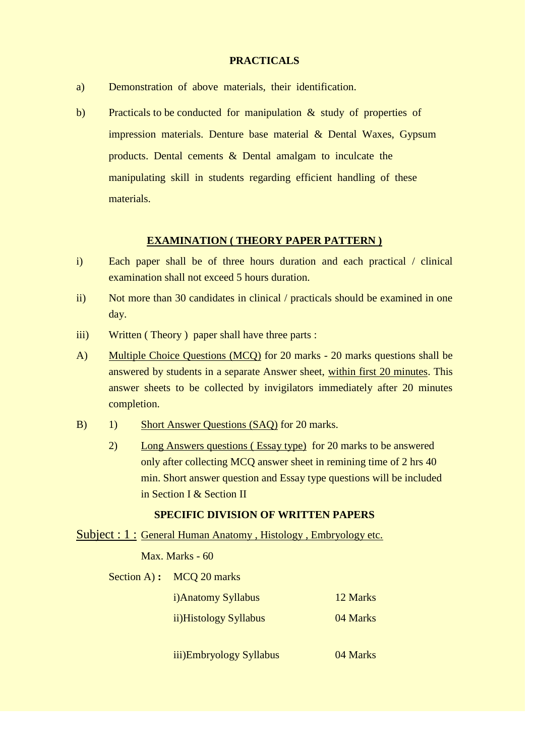## PRACTICALS

a) Demonstration of above materials, their identification.

b) Practicals to be conducted for manipulation & study of properties of impression materials. Denture base material & Dental Waxes, Gypsum products. Dental cements & Dental amalgam to inculcate the manipulating skill in students regarding efficient handling of these materials.

## EXAMINATION ( THEORY PAPER PATTERN )

i) Each paper shall be of three hours duration and each practical / clinical examination shall not exceed 5 hours duration.

ii) Not more than 30 candidates in clinical / practicals should be examined in one day.

iii) Written ( Theory ) paper shall have three parts :

A) Multiple Choice Questions (MCQ) for 20 marks - 20 marks questions shall be answered by students in a separate Answer sheet, within first 20 minutes. This answer sheets to be collected by invigilators immediately after 20 minutes completion.

B) 1) Short Answer Questions (SAQ) for 20 marks.

   2) Long Answers questions ( Essay type) for 20 marks to be answered only after collecting MCQ answer sheet in remining time of 2 hrs 40 min. Short answer question and Essay type questions will be included in Section I & Section II

## SPECIFIC DIVISION OF WRITTEN PAPERS

Subject : 1 : General Human Anatomy , Histology , Embryology etc.

Max. Marks - 60

Section A) **:** MCQ 20 marks

| | |
|---|---|
| i)Anatomy Syllabus | 12 Marks |
| ii)Histology Syllabus | 04 Marks |
| iii)Embryology Syllabus | 04 Marks |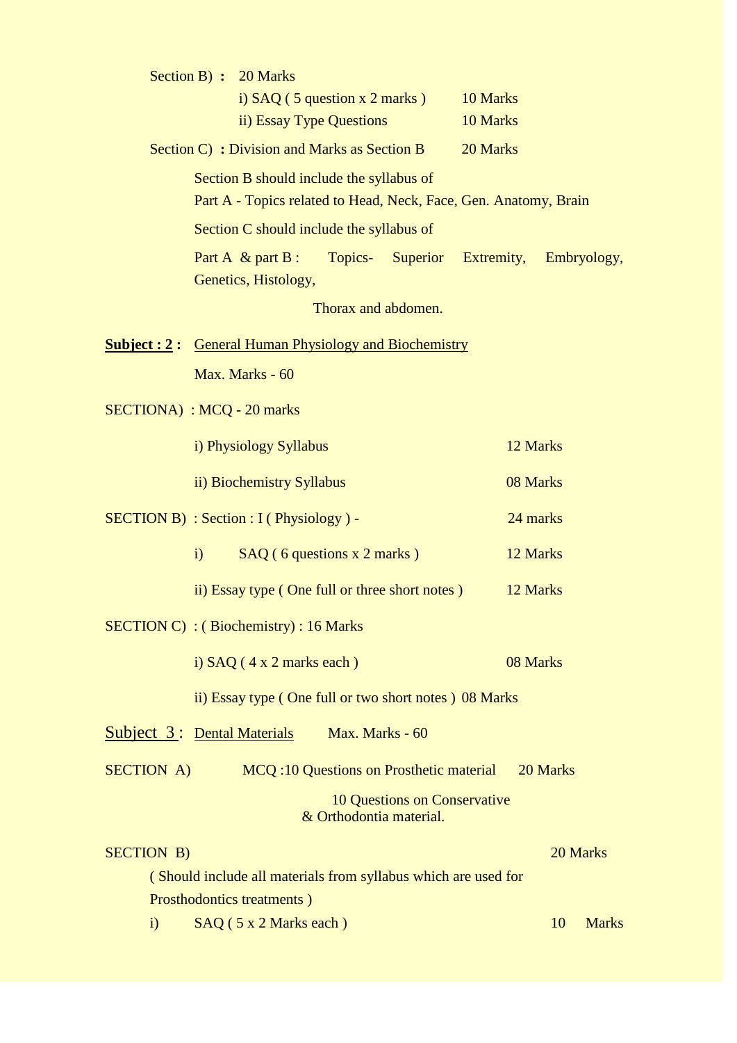Section B) **:** 20 Marks

i) SAQ ( 5 question x 2 marks ) 10 Marks

ii) Essay Type Questions 10 Marks

Section C) **:** Division and Marks as Section B 20 Marks

Section B should include the syllabus of

Part A - Topics related to Head, Neck, Face, Gen. Anatomy, Brain

Section C should include the syllabus of

Part A & part B : Topics- Superior Extremity, Embryology, Genetics, Histology,

Thorax and abdomen.

**<u>Subject : 2</u> :** <u>General Human Physiology and Biochemistry</u>

Max. Marks - 60

SECTIONA) : MCQ - 20 marks

i) Physiology Syllabus 12 Marks

ii) Biochemistry Syllabus 08 Marks

SECTION B) : Section : I ( Physiology ) - 24 marks

i) SAQ ( 6 questions x 2 marks ) 12 Marks

ii) Essay type ( One full or three short notes ) 12 Marks

SECTION C) : ( Biochemistry) : 16 Marks

i) SAQ ( 4 x 2 marks each ) 08 Marks

ii) Essay type ( One full or two short notes ) 08 Marks

<u>Subject 3</u> : <u>Dental Materials</u> Max. Marks - 60

SECTION A) MCQ :10 Questions on Prosthetic material 20 Marks

10 Questions on Conservative & Orthodontia material.

SECTION B) 20 Marks

( Should include all materials from syllabus which are used for Prosthodontics treatments )

i) SAQ ( 5 x 2 Marks each ) 10 Marks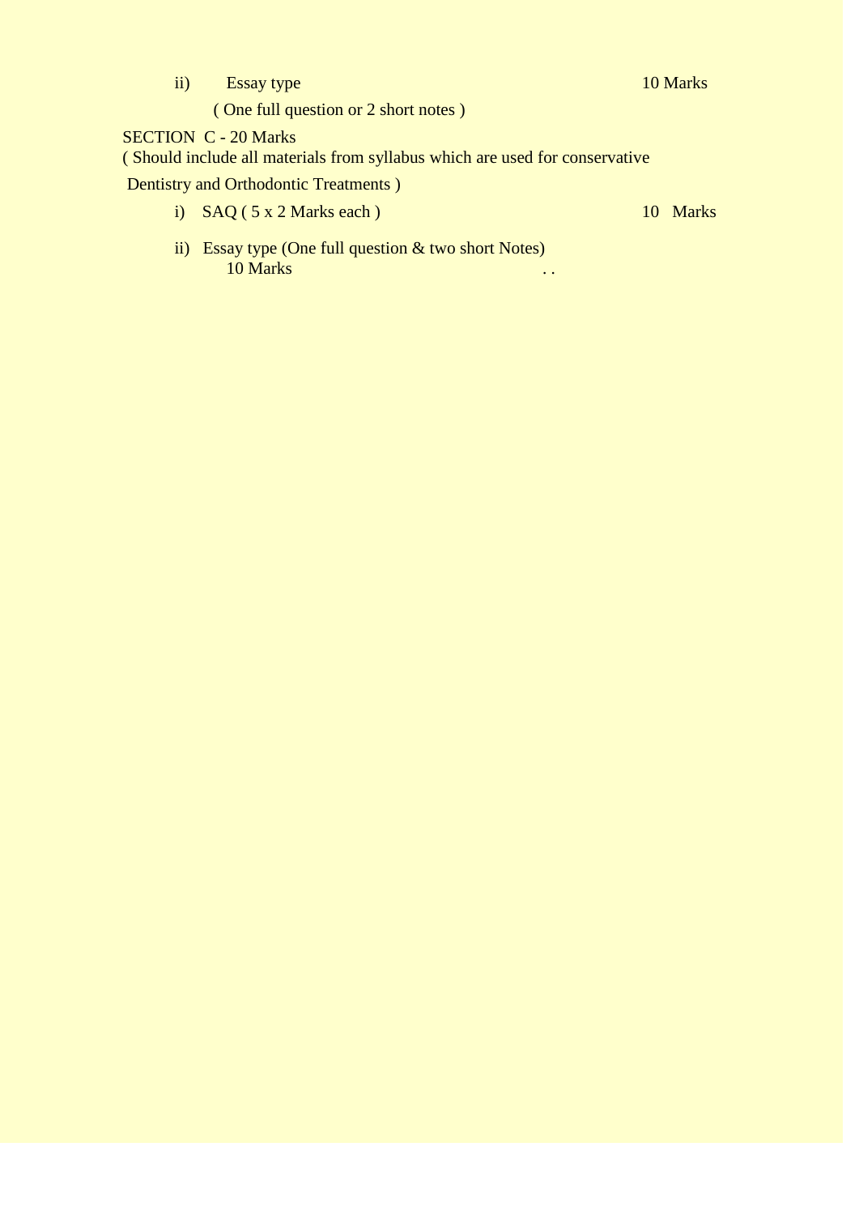ii) Essay type 10 Marks

( One full question or 2 short notes )

SECTION C - 20 Marks

( Should include all materials from syllabus which are used for conservative Dentistry and Orthodontic Treatments )

i) SAQ ( 5 x 2 Marks each ) 10 Marks

ii) Essay type (One full question & two short Notes) 10 Marks . .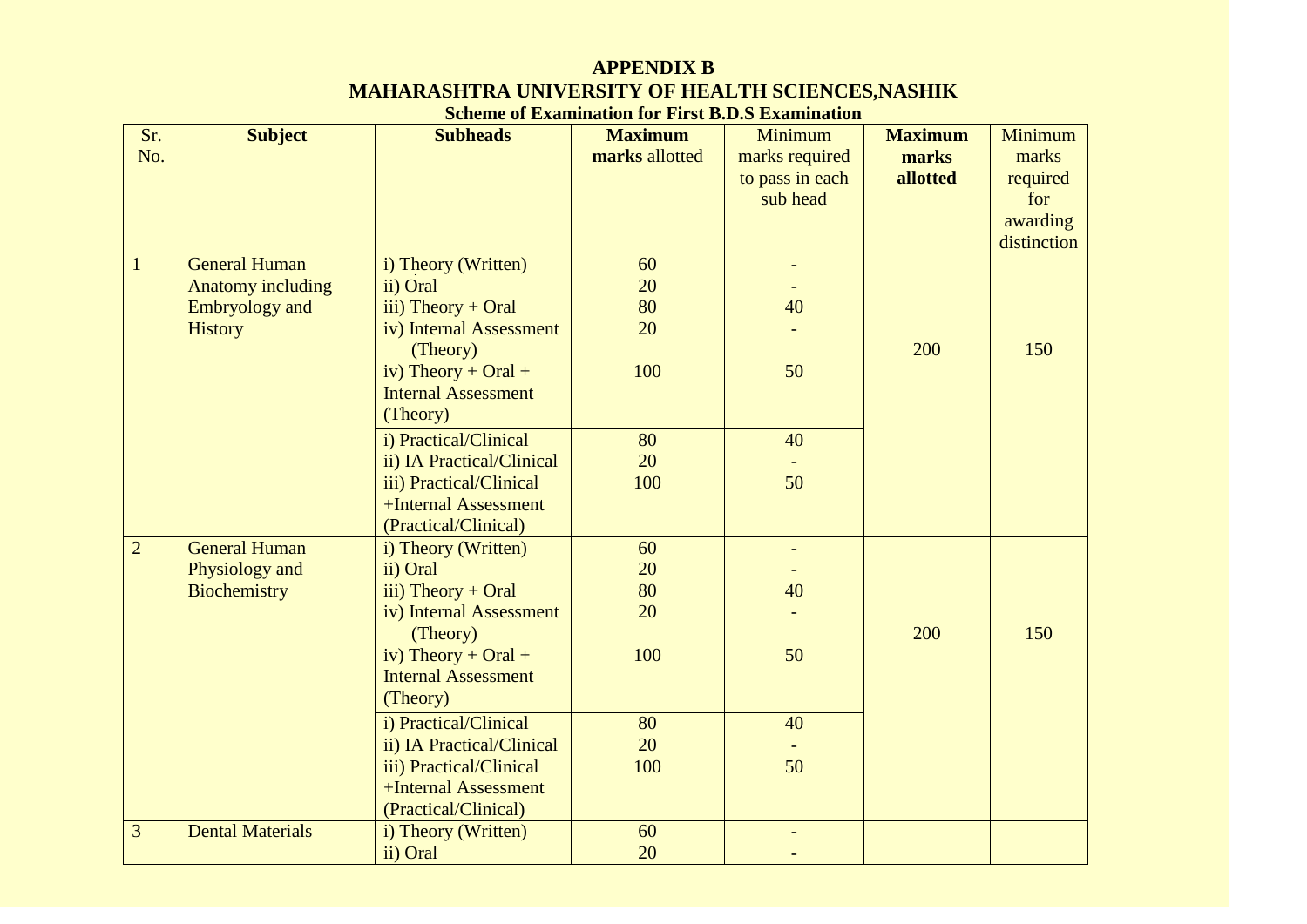# APPENDIX B

## MAHARASHTRA UNIVERSITY OF HEALTH SCIENCES,NASHIK

### Scheme of Examination for First B.D.S Examination

| Sr. No. | Subject | Subheads | **Maximum marks** allotted | Minimum marks required to pass in each sub head | **Maximum marks allotted** | Minimum marks required for awarding distinction |
|---|---|---|---|---|---|---|
| 1 | General Human Anatomy including Embryology and History | i) Theory (Written)<br>ii) Oral<br>iii) Theory + Oral<br>iv) Internal Assessment (Theory)<br>iv) Theory + Oral + Internal Assessment (Theory) | 60<br>20<br>80<br>20<br>100 | -<br>-<br>40<br>-<br>50 | 200 | 150 |
| | | i) Practical/Clinical<br>ii) IA Practical/Clinical<br>iii) Practical/Clinical +Internal Assessment (Practical/Clinical) | 80<br>20<br>100 | 40<br>-<br>50 | | |
| 2 | General Human Physiology and Biochemistry | i) Theory (Written)<br>ii) Oral<br>iii) Theory + Oral<br>iv) Internal Assessment (Theory)<br>iv) Theory + Oral + Internal Assessment (Theory) | 60<br>20<br>80<br>20<br>100 | -<br>-<br>40<br>-<br>50 | 200 | 150 |
| | | i) Practical/Clinical<br>ii) IA Practical/Clinical<br>iii) Practical/Clinical +Internal Assessment (Practical/Clinical) | 80<br>20<br>100 | 40<br>-<br>50 | | |
| 3 | Dental Materials | i) Theory (Written)<br>ii) Oral | 60<br>20 | -<br>- | | |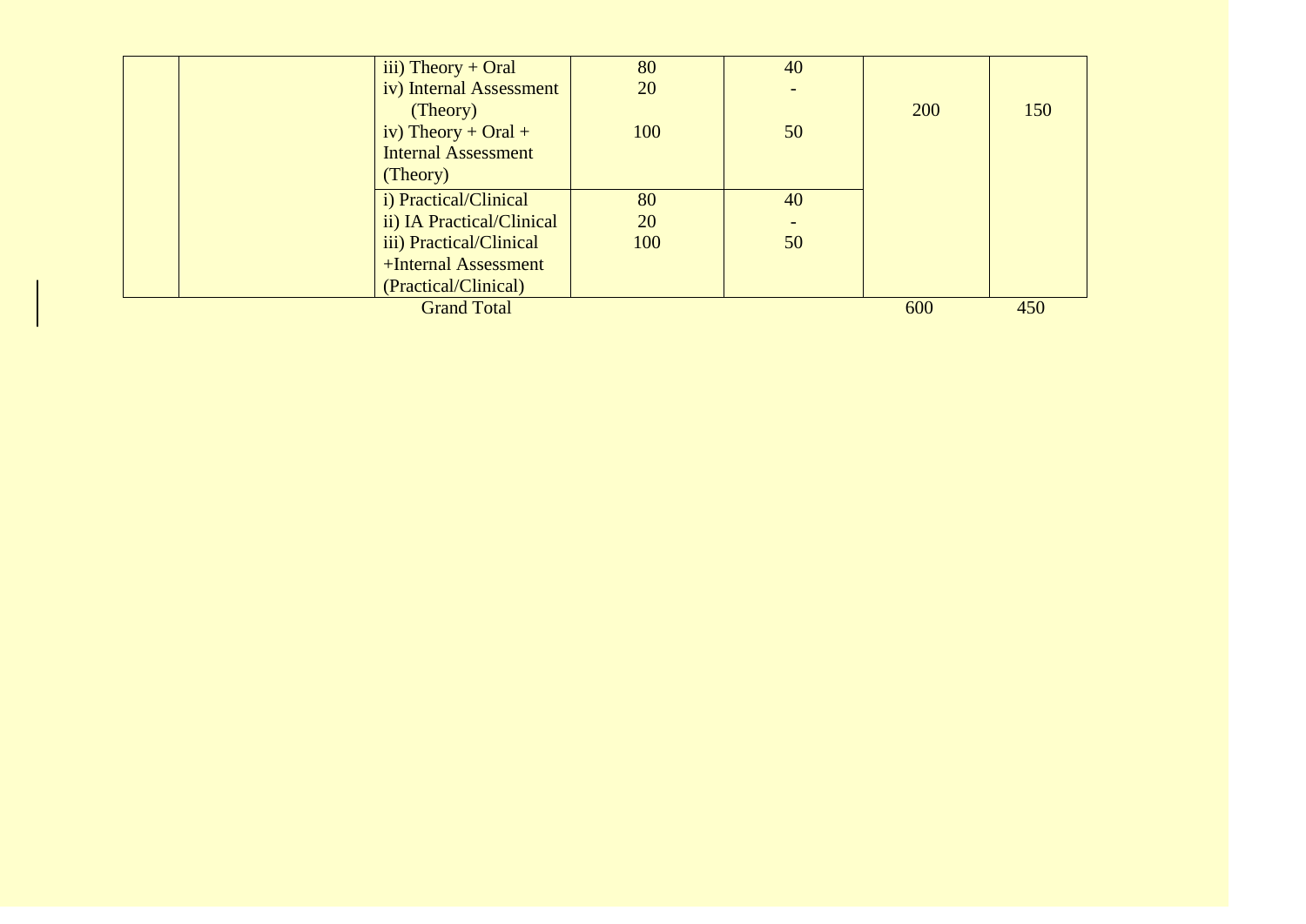|  |  |  |  |  |  |  |
|---|---|---|---|---|---|---|
|  |  | iii) Theory + Oral<br>iv) Internal Assessment (Theory)<br>iv) Theory + Oral + Internal Assessment (Theory) | 80<br>20<br><br>100 | 40<br>-<br><br>50 | 200 | 150 |
|  |  | i) Practical/Clinical<br>ii) IA Practical/Clinical<br>iii) Practical/Clinical +Internal Assessment (Practical/Clinical) | 80<br>20<br>100 | 40<br>-<br>50 |  |  |
|  |  | Grand Total |  |  | 600 | 450 |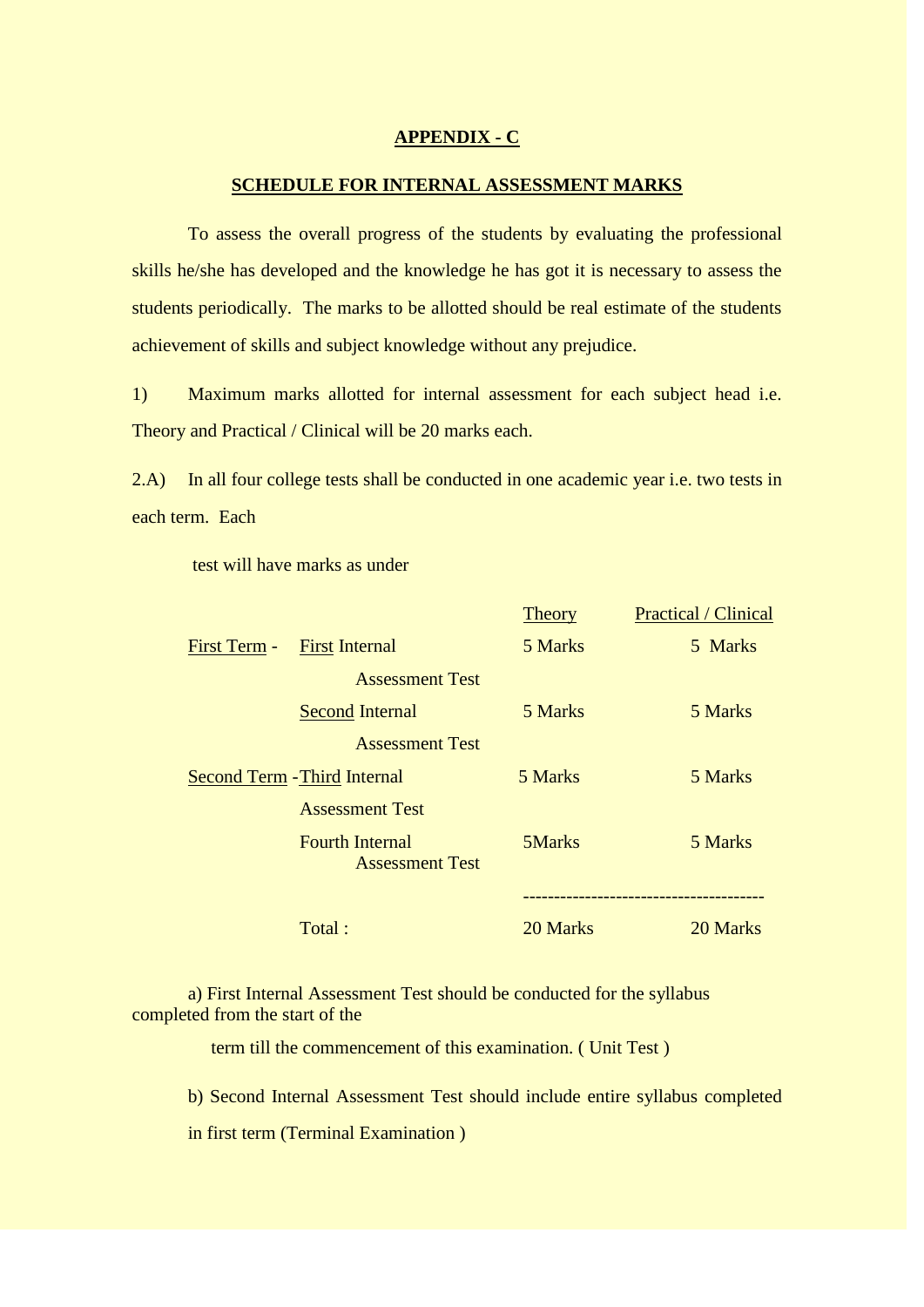## APPENDIX - C

## SCHEDULE FOR INTERNAL ASSESSMENT MARKS

To assess the overall progress of the students by evaluating the professional skills he/she has developed and the knowledge he has got it is necessary to assess the students periodically. The marks to be allotted should be real estimate of the students achievement of skills and subject knowledge without any prejudice.

1) Maximum marks allotted for internal assessment for each subject head i.e. Theory and Practical / Clinical will be 20 marks each.

2.A) In all four college tests shall be conducted in one academic year i.e. two tests in each term. Each

test will have marks as under

| | | Theory | Practical / Clinical |
|---|---|---|---|
| First Term - | First Internal Assessment Test | 5 Marks | 5 Marks |
| | Second Internal Assessment Test | 5 Marks | 5 Marks |
| Second Term - | Third Internal Assessment Test | 5 Marks | 5 Marks |
| | Fourth Internal Assessment Test | 5Marks | 5 Marks |
| | Total : | 20 Marks | 20 Marks |

a) First Internal Assessment Test should be conducted for the syllabus completed from the start of the term till the commencement of this examination. ( Unit Test )

b) Second Internal Assessment Test should include entire syllabus completed in first term (Terminal Examination )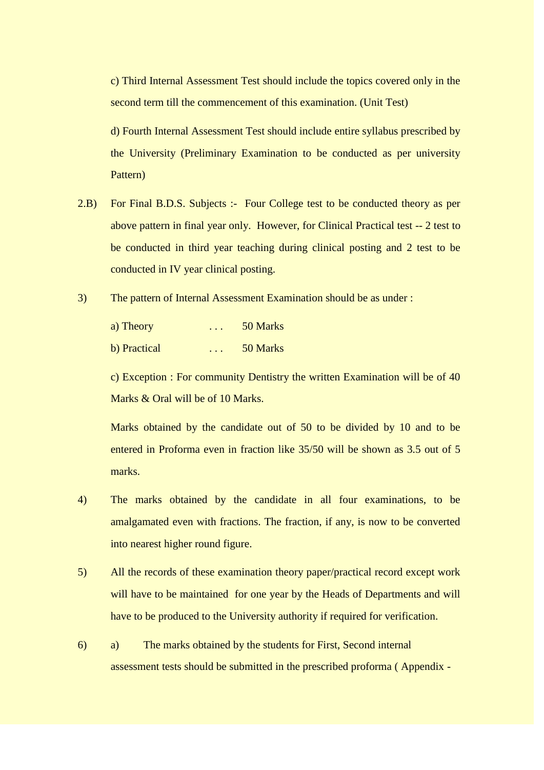c) Third Internal Assessment Test should include the topics covered only in the second term till the commencement of this examination. (Unit Test)

d) Fourth Internal Assessment Test should include entire syllabus prescribed by the University (Preliminary Examination to be conducted as per university Pattern)

2.B) For Final B.D.S. Subjects :- Four College test to be conducted theory as per above pattern in final year only. However, for Clinical Practical test -- 2 test to be conducted in third year teaching during clinical posting and 2 test to be conducted in IV year clinical posting.

3) The pattern of Internal Assessment Examination should be as under :

a) Theory . . . 50 Marks

b) Practical . . . 50 Marks

c) Exception : For community Dentistry the written Examination will be of 40 Marks & Oral will be of 10 Marks.

Marks obtained by the candidate out of 50 to be divided by 10 and to be entered in Proforma even in fraction like 35/50 will be shown as 3.5 out of 5 marks.

4) The marks obtained by the candidate in all four examinations, to be amalgamated even with fractions. The fraction, if any, is now to be converted into nearest higher round figure.

5) All the records of these examination theory paper/practical record except work will have to be maintained for one year by the Heads of Departments and will have to be produced to the University authority if required for verification.

6) a) The marks obtained by the students for First, Second internal assessment tests should be submitted in the prescribed proforma ( Appendix -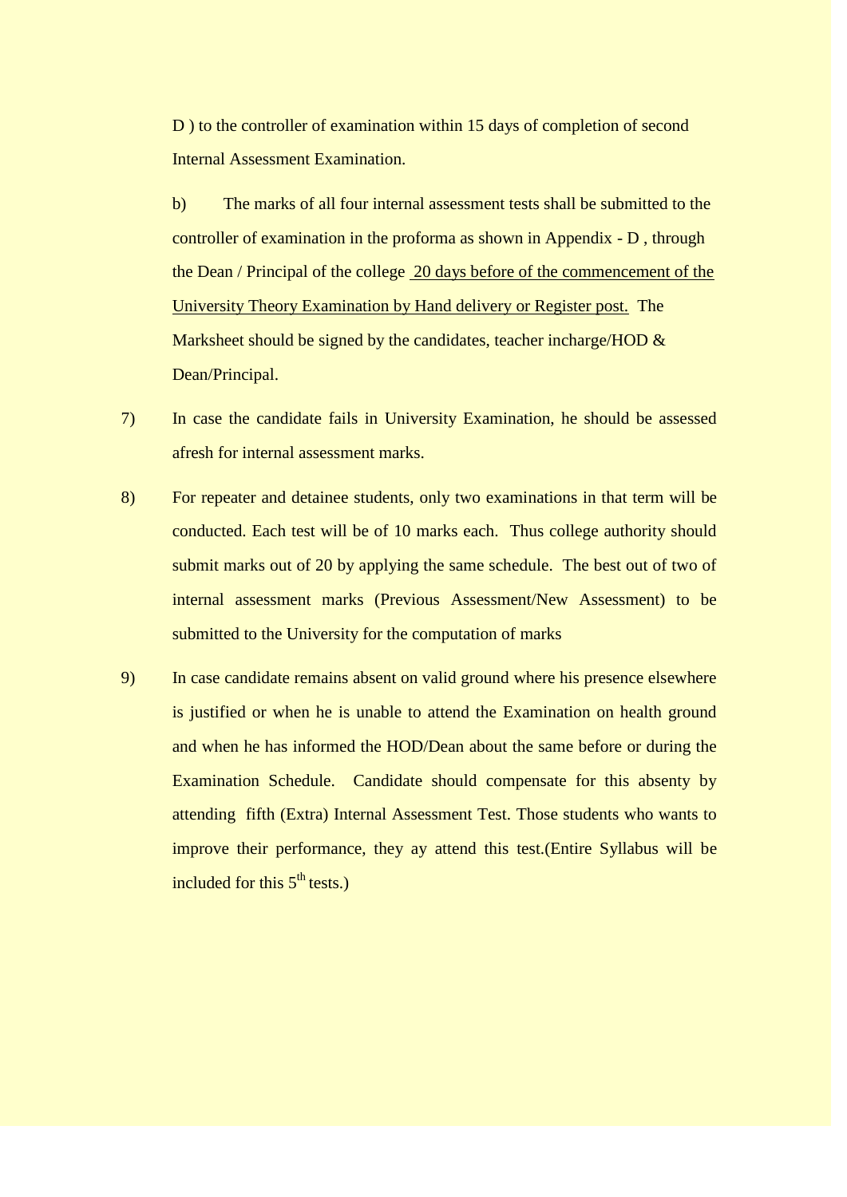D ) to the controller of examination within 15 days of completion of second Internal Assessment Examination.

b) The marks of all four internal assessment tests shall be submitted to the controller of examination in the proforma as shown in Appendix - D , through the Dean / Principal of the college 20 days before of the commencement of the University Theory Examination by Hand delivery or Register post. The Marksheet should be signed by the candidates, teacher incharge/HOD & Dean/Principal.

7) In case the candidate fails in University Examination, he should be assessed afresh for internal assessment marks.

8) For repeater and detainee students, only two examinations in that term will be conducted. Each test will be of 10 marks each. Thus college authority should submit marks out of 20 by applying the same schedule. The best out of two of internal assessment marks (Previous Assessment/New Assessment) to be submitted to the University for the computation of marks

9) In case candidate remains absent on valid ground where his presence elsewhere is justified or when he is unable to attend the Examination on health ground and when he has informed the HOD/Dean about the same before or during the Examination Schedule. Candidate should compensate for this absenty by attending fifth (Extra) Internal Assessment Test. Those students who wants to improve their performance, they ay attend this test.(Entire Syllabus will be included for this 5th tests.)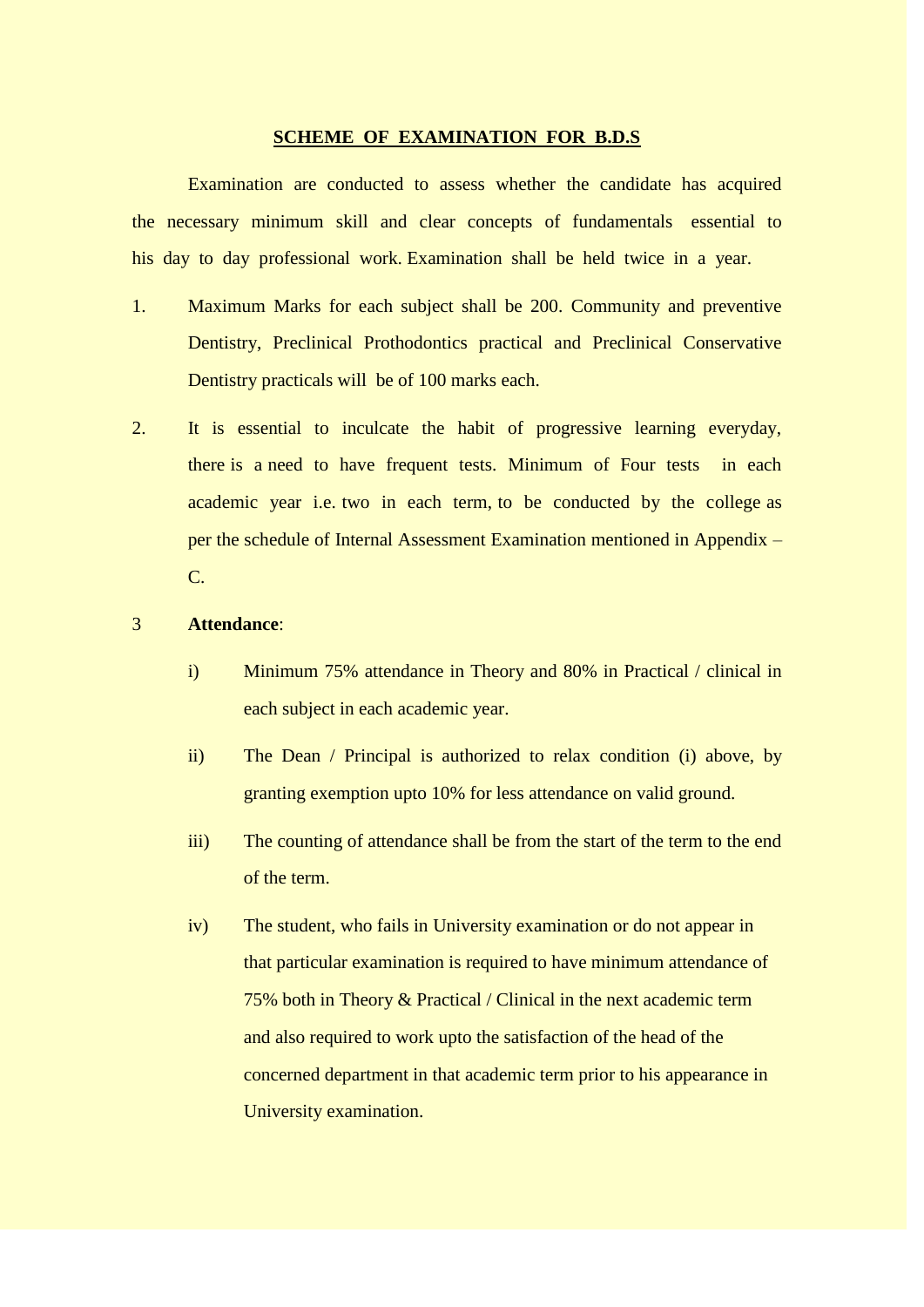## SCHEME OF EXAMINATION FOR B.D.S

Examination are conducted to assess whether the candidate has acquired the necessary minimum skill and clear concepts of fundamentals essential to his day to day professional work. Examination shall be held twice in a year.

1. Maximum Marks for each subject shall be 200. Community and preventive Dentistry, Preclinical Prothodontics practical and Preclinical Conservative Dentistry practicals will be of 100 marks each.

2. It is essential to inculcate the habit of progressive learning everyday, there is a need to have frequent tests. Minimum of Four tests in each academic year i.e. two in each term, to be conducted by the college as per the schedule of Internal Assessment Examination mentioned in Appendix – C.

3 **Attendance**:

   i) Minimum 75% attendance in Theory and 80% in Practical / clinical in each subject in each academic year.

   ii) The Dean / Principal is authorized to relax condition (i) above, by granting exemption upto 10% for less attendance on valid ground.

   iii) The counting of attendance shall be from the start of the term to the end of the term.

   iv) The student, who fails in University examination or do not appear in that particular examination is required to have minimum attendance of 75% both in Theory & Practical / Clinical in the next academic term and also required to work upto the satisfaction of the head of the concerned department in that academic term prior to his appearance in University examination.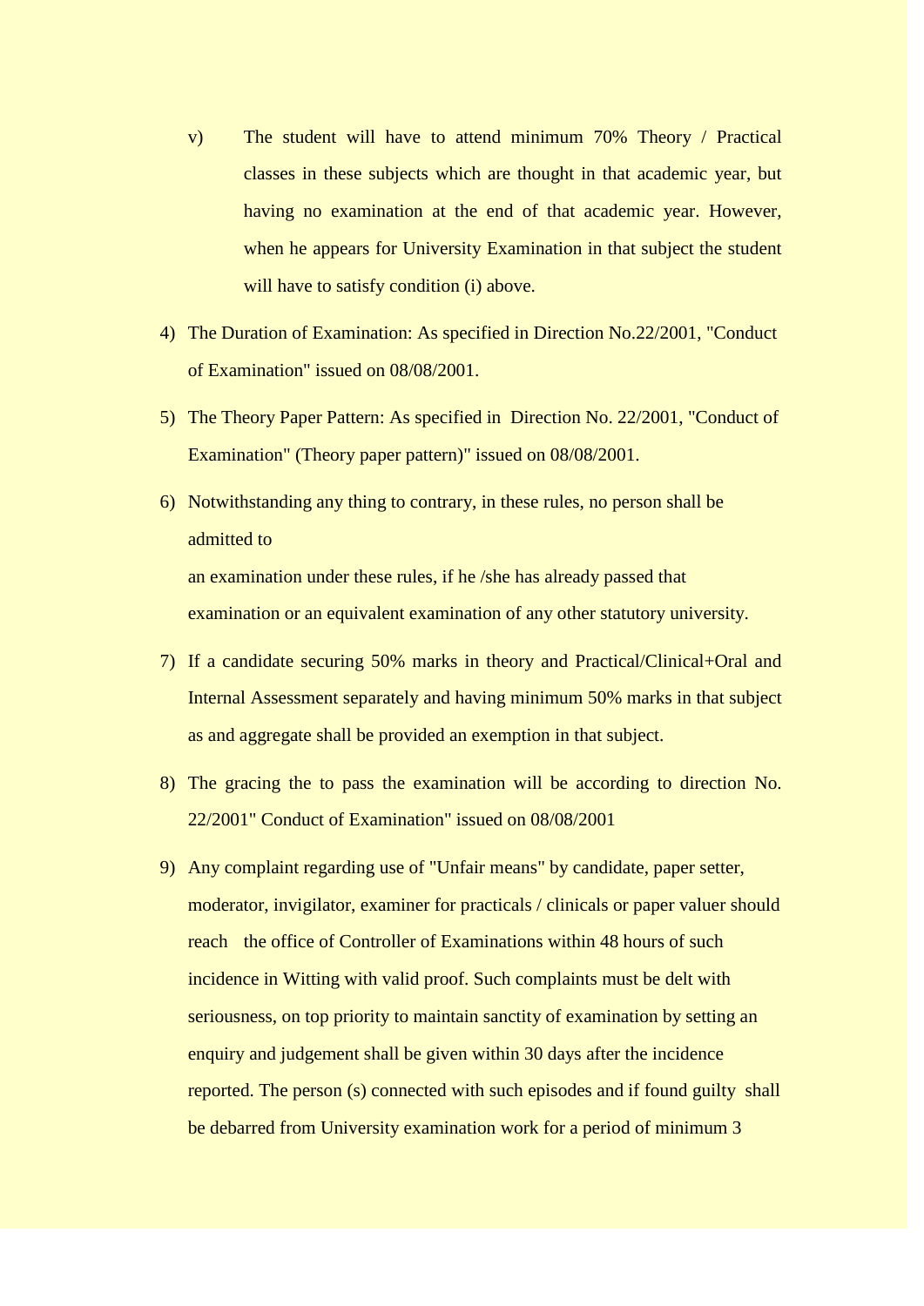v) The student will have to attend minimum 70% Theory / Practical classes in these subjects which are thought in that academic year, but having no examination at the end of that academic year. However, when he appears for University Examination in that subject the student will have to satisfy condition (i) above.

4) The Duration of Examination: As specified in Direction No.22/2001, "Conduct of Examination" issued on 08/08/2001.

5) The Theory Paper Pattern: As specified in Direction No. 22/2001, "Conduct of Examination" (Theory paper pattern)" issued on 08/08/2001.

6) Notwithstanding any thing to contrary, in these rules, no person shall be admitted to an examination under these rules, if he /she has already passed that examination or an equivalent examination of any other statutory university.

7) If a candidate securing 50% marks in theory and Practical/Clinical+Oral and Internal Assessment separately and having minimum 50% marks in that subject as and aggregate shall be provided an exemption in that subject.

8) The gracing the to pass the examination will be according to direction No. 22/2001" Conduct of Examination" issued on 08/08/2001

9) Any complaint regarding use of "Unfair means" by candidate, paper setter, moderator, invigilator, examiner for practicals / clinicals or paper valuer should reach the office of Controller of Examinations within 48 hours of such incidence in Witting with valid proof. Such complaints must be delt with seriousness, on top priority to maintain sanctity of examination by setting an enquiry and judgement shall be given within 30 days after the incidence reported. The person (s) connected with such episodes and if found guilty shall be debarred from University examination work for a period of minimum 3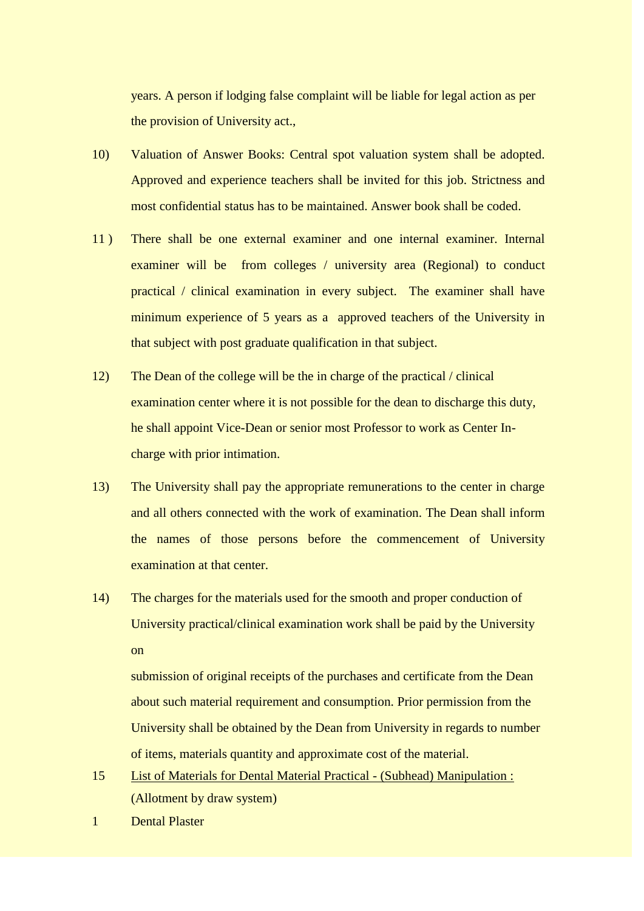years. A person if lodging false complaint will be liable for legal action as per the provision of University act.,

10) Valuation of Answer Books: Central spot valuation system shall be adopted. Approved and experience teachers shall be invited for this job. Strictness and most confidential status has to be maintained. Answer book shall be coded.

11 ) There shall be one external examiner and one internal examiner. Internal examiner will be from colleges / university area (Regional) to conduct practical / clinical examination in every subject. The examiner shall have minimum experience of 5 years as a approved teachers of the University in that subject with post graduate qualification in that subject.

12) The Dean of the college will be the in charge of the practical / clinical examination center where it is not possible for the dean to discharge this duty, he shall appoint Vice-Dean or senior most Professor to work as Center In-charge with prior intimation.

13) The University shall pay the appropriate remunerations to the center in charge and all others connected with the work of examination. The Dean shall inform the names of those persons before the commencement of University examination at that center.

14) The charges for the materials used for the smooth and proper conduction of University practical/clinical examination work shall be paid by the University on

submission of original receipts of the purchases and certificate from the Dean about such material requirement and consumption. Prior permission from the University shall be obtained by the Dean from University in regards to number of items, materials quantity and approximate cost of the material.

15 List of Materials for Dental Material Practical - (Subhead) Manipulation :
(Allotment by draw system)

1 Dental Plaster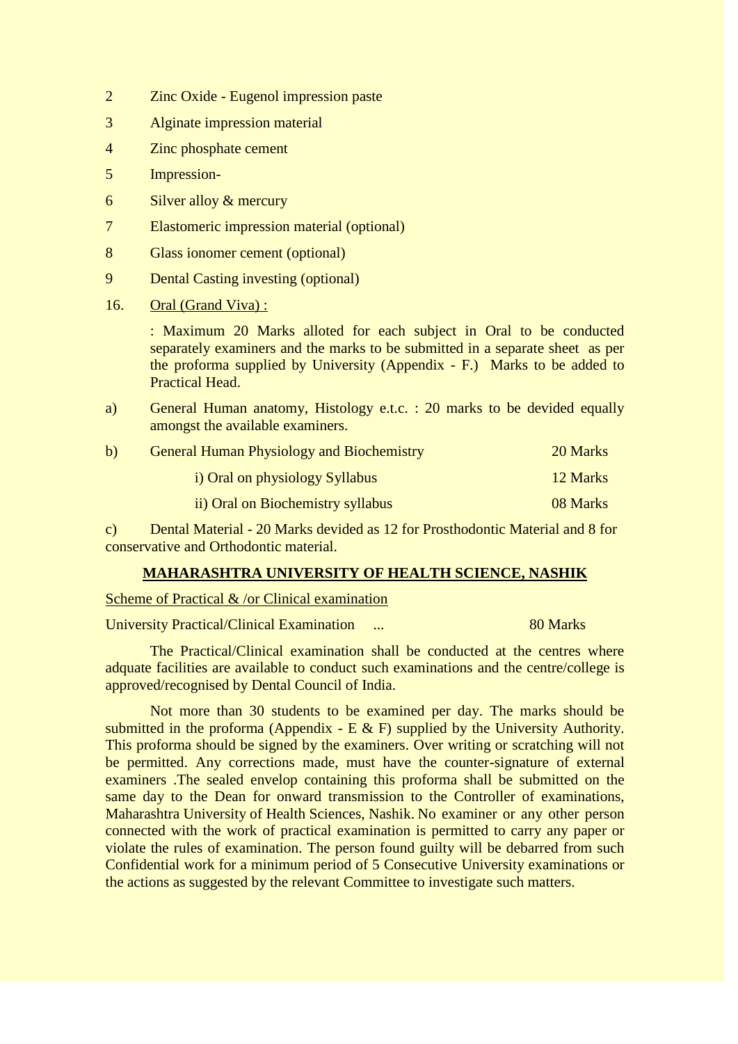2 Zinc Oxide - Eugenol impression paste

3 Alginate impression material

4 Zinc phosphate cement

5 Impression-

6 Silver alloy & mercury

7 Elastomeric impression material (optional)

8 Glass ionomer cement (optional)

9 Dental Casting investing (optional)

16. <u>Oral (Grand Viva) :</u>

: Maximum 20 Marks alloted for each subject in Oral to be conducted separately examiners and the marks to be submitted in a separate sheet as per the proforma supplied by University (Appendix - F.) Marks to be added to Practical Head.

a) General Human anatomy, Histology e.t.c. : 20 marks to be devided equally amongst the available examiners.

b) General Human Physiology and Biochemistry — 20 Marks

- i) Oral on physiology Syllabus — 12 Marks
- ii) Oral on Biochemistry syllabus — 08 Marks

c) Dental Material - 20 Marks devided as 12 for Prosthodontic Material and 8 for conservative and Orthodontic material.

## MAHARASHTRA UNIVERSITY OF HEALTH SCIENCE, NASHIK

<u>Scheme of Practical & /or Clinical examination</u>

University Practical/Clinical Examination ... 80 Marks

The Practical/Clinical examination shall be conducted at the centres where adquate facilities are available to conduct such examinations and the centre/college is approved/recognised by Dental Council of India.

Not more than 30 students to be examined per day. The marks should be submitted in the proforma (Appendix - E & F) supplied by the University Authority. This proforma should be signed by the examiners. Over writing or scratching will not be permitted. Any corrections made, must have the counter-signature of external examiners .The sealed envelop containing this proforma shall be submitted on the same day to the Dean for onward transmission to the Controller of examinations, Maharashtra University of Health Sciences, Nashik. No examiner or any other person connected with the work of practical examination is permitted to carry any paper or violate the rules of examination. The person found guilty will be debarred from such Confidential work for a minimum period of 5 Consecutive University examinations or the actions as suggested by the relevant Committee to investigate such matters.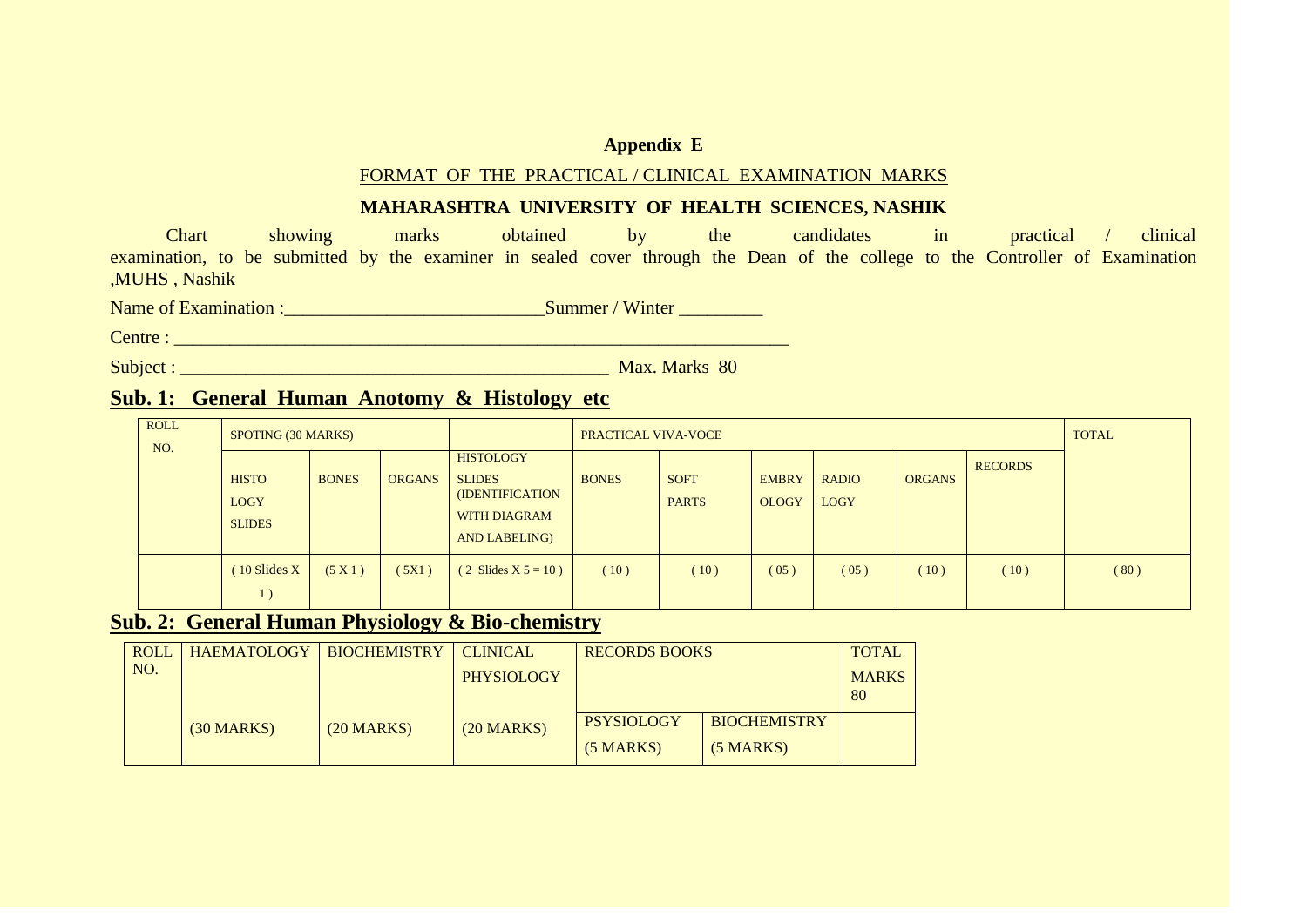**Appendix E**

FORMAT OF THE PRACTICAL / CLINICAL EXAMINATION MARKS

**MAHARASHTRA UNIVERSITY OF HEALTH SCIENCES, NASHIK**

Chart showing marks obtained by the candidates in practical / clinical examination, to be submitted by the examiner in sealed cover through the Dean of the college to the Controller of Examination ,MUHS , Nashik

Name of Examination :___________________________Summer / Winter _________

Centre : ____________________________________________________________________

Subject : _____________________________________________ Max. Marks 80

## Sub. 1: General Human Anotomy & Histology etc

| ROLL NO. | SPOTING (30 MARKS) | | | | PRACTICAL VIVA-VOCE | | | | | | TOTAL |
|---|---|---|---|---|---|---|---|---|---|---|---|
| | HISTO LOGY SLIDES | BONES | ORGANS | HISTOLOGY SLIDES (IDENTIFICATION WITH DIAGRAM AND LABELING) | BONES | SOFT PARTS | EMBRY OLOGY | RADIO LOGY | ORGANS | RECORDS | |
| | ( 10 Slides X 1 ) | (5 X 1 ) | ( 5X1 ) | ( 2 Slides X 5 = 10 ) | ( 10 ) | ( 10 ) | ( 05 ) | ( 05 ) | ( 10 ) | ( 10 ) | ( 80 ) |

## Sub. 2: General Human Physiology & Bio-chemistry

| ROLL NO. | HAEMATOLOGY | BIOCHEMISTRY | CLINICAL PHYSIOLOGY | RECORDS BOOKS | | TOTAL MARKS 80 |
|---|---|---|---|---|---|---|
| | (30 MARKS) | (20 MARKS) | (20 MARKS) | PSYSIOLOGY (5 MARKS) | BIOCHEMISTRY (5 MARKS) | |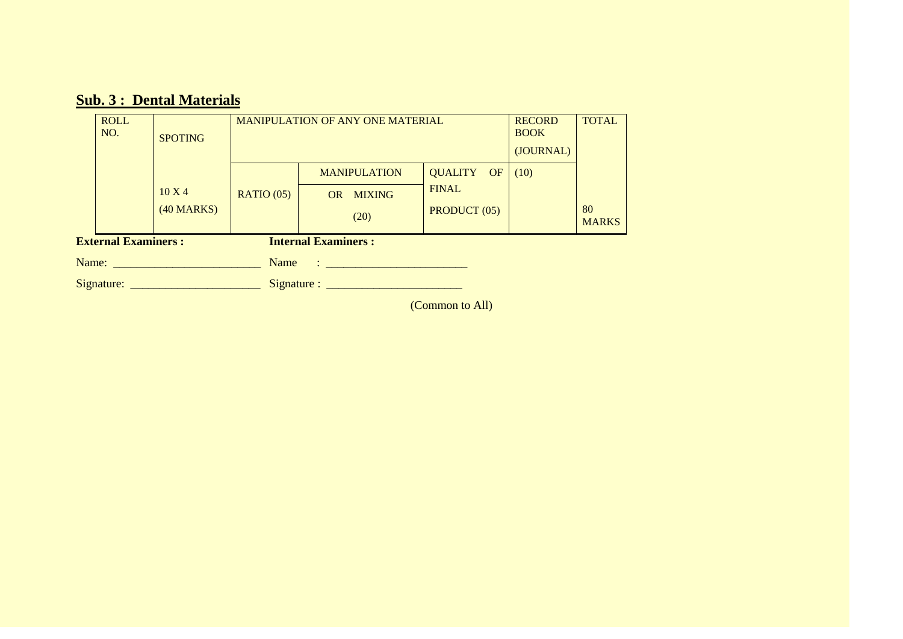## Sub. 3 : Dental Materials

| ROLL NO. | SPOTING | MANIPULATION OF ANY ONE MATERIAL | | | RECORD BOOK (JOURNAL) | TOTAL |
|---|---|---|---|---|---|---|
| | | | MANIPULATION | QUALITY OF | (10) | |
| | 10 X 4 (40 MARKS) | RATIO (05) | OR MIXING (20) | FINAL PRODUCT (05) | | 80 MARKS |

**External Examiners :**

Name: ________________________

Signature: ______________________

**Internal Examiners :**

Name : ________________________

Signature : _______________________

(Common to All)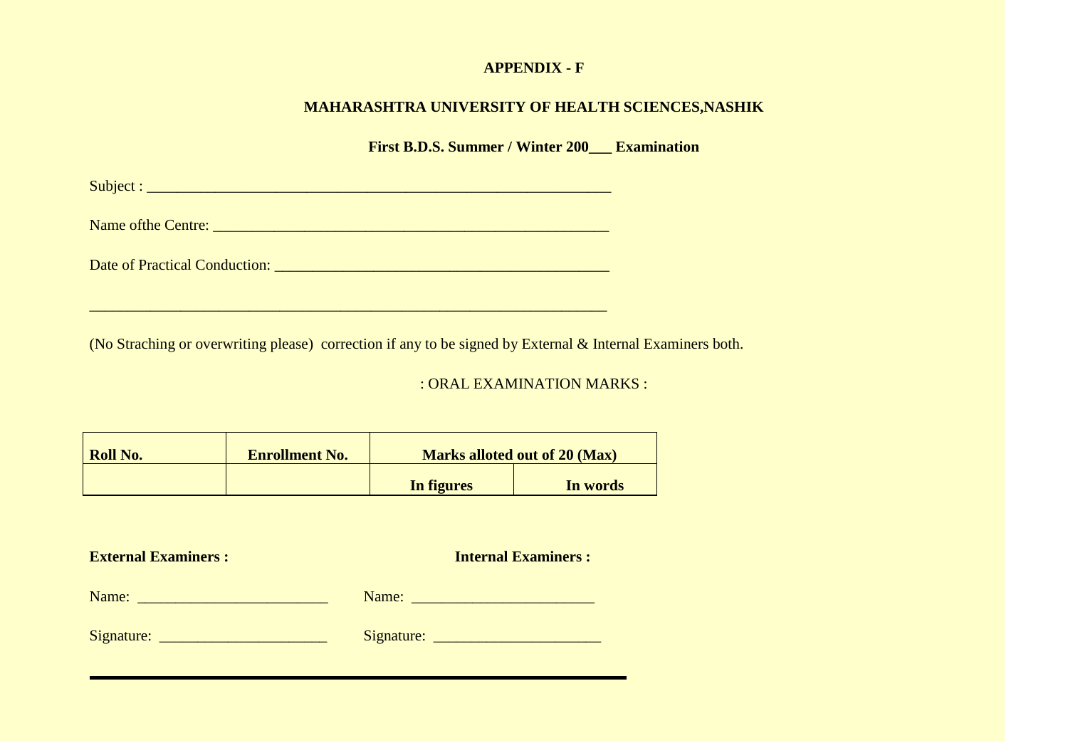**APPENDIX - F**

**MAHARASHTRA UNIVERSITY OF HEALTH SCIENCES,NASHIK**

**First B.D.S. Summer / Winter 200___ Examination**

Subject : ____________________________________________________________

Name ofthe Centre: ___________________________________________________

Date of Practical Conduction: ___________________________________________

__________________________________________________________________

(No Straching or overwriting please) correction if any to be signed by External & Internal Examiners both.

: ORAL EXAMINATION MARKS :

| **Roll No.** | **Enrollment No.** | **Marks alloted out of 20 (Max)** | |
|---|---|---|---|
| | | **In figures** | **In words** |

**External Examiners :** **Internal Examiners :**

Name: ________________________ Name: ______________________

Signature: ____________________ Signature: ___________________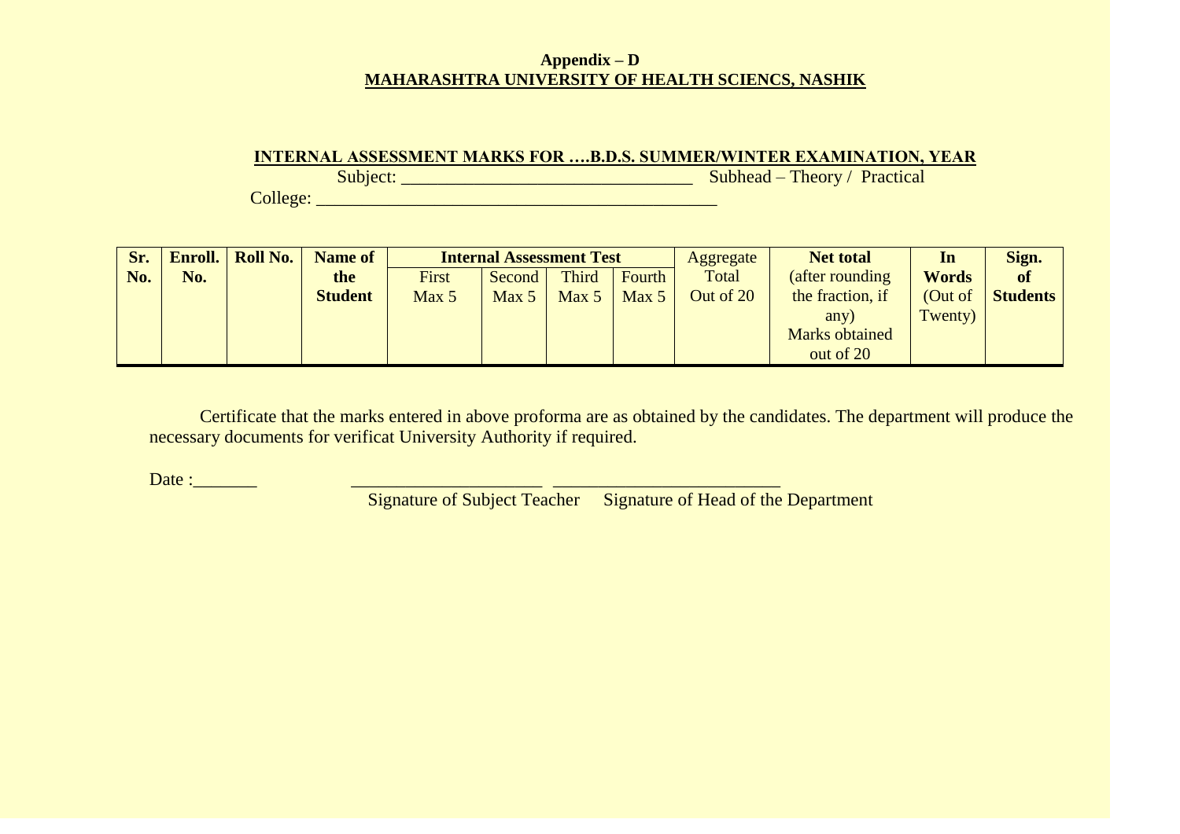**Appendix – D**

**MAHARASHTRA UNIVERSITY OF HEALTH SCIENCS, NASHIK**

**INTERNAL ASSESSMENT MARKS FOR ….B.D.S. SUMMER/WINTER EXAMINATION, YEAR**

Subject: _______________________________ Subhead – Theory / Practical

College: __________________________________________

| **Sr. No.** | **Enroll. No.** | **Roll No.** | **Name of the Student** | **Internal Assessment Test** | | | | Aggregate Total Out of 20 | **Net total** (after rounding the fraction, if any) Marks obtained out of 20 | **In Words** (Out of Twenty) | **Sign. of Students** |
|---|---|---|---|---|---|---|---|---|---|---|---|
| | | | | First Max 5 | Second Max 5 | Third Max 5 | Fourth Max 5 | | | | |

Certificate that the marks entered in above proforma are as obtained by the candidates. The department will produce the necessary documents for verificat University Authority if required.

Date :_______ _____________________ ________________________

Signature of Subject Teacher Signature of Head of the Department